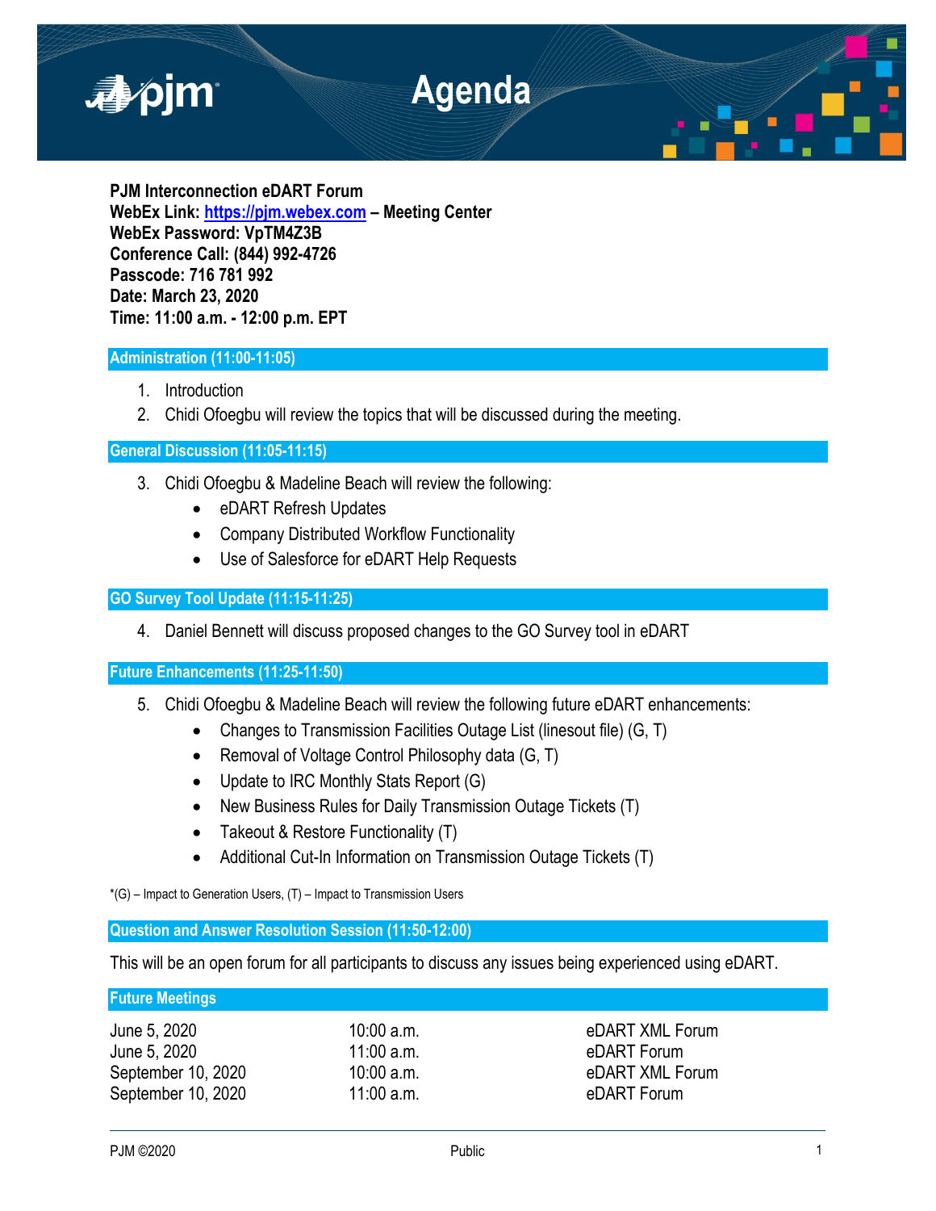# Agenda

**PJM Interconnection eDART Forum**
**WebEx Link: [https://pjm.webex.com](https://pjm.webex.com) – Meeting Center**
**WebEx Password: VpTM4Z3B**
**Conference Call: (844) 992-4726**
**Passcode: 716 781 992**
**Date: March 23, 2020**
**Time: 11:00 a.m. - 12:00 p.m. EPT**

## Administration (11:00-11:05)

1. Introduction
2. Chidi Ofoegbu will review the topics that will be discussed during the meeting.

## General Discussion (11:05-11:15)

3. Chidi Ofoegbu & Madeline Beach will review the following:
   - eDART Refresh Updates
   - Company Distributed Workflow Functionality
   - Use of Salesforce for eDART Help Requests

## GO Survey Tool Update (11:15-11:25)

4. Daniel Bennett will discuss proposed changes to the GO Survey tool in eDART

## Future Enhancements (11:25-11:50)

5. Chidi Ofoegbu & Madeline Beach will review the following future eDART enhancements:
   - Changes to Transmission Facilities Outage List (linesout file) (G, T)
   - Removal of Voltage Control Philosophy data (G, T)
   - Update to IRC Monthly Stats Report (G)
   - New Business Rules for Daily Transmission Outage Tickets (T)
   - Takeout & Restore Functionality (T)
   - Additional Cut-In Information on Transmission Outage Tickets (T)

*(G) – Impact to Generation Users, (T) – Impact to Transmission Users

## Question and Answer Resolution Session (11:50-12:00)

This will be an open forum for all participants to discuss any issues being experienced using eDART.

## Future Meetings

| | | |
|---|---|---|
| June 5, 2020 | 10:00 a.m. | eDART XML Forum |
| June 5, 2020 | 11:00 a.m. | eDART Forum |
| September 10, 2020 | 10:00 a.m. | eDART XML Forum |
| September 10, 2020 | 11:00 a.m. | eDART Forum |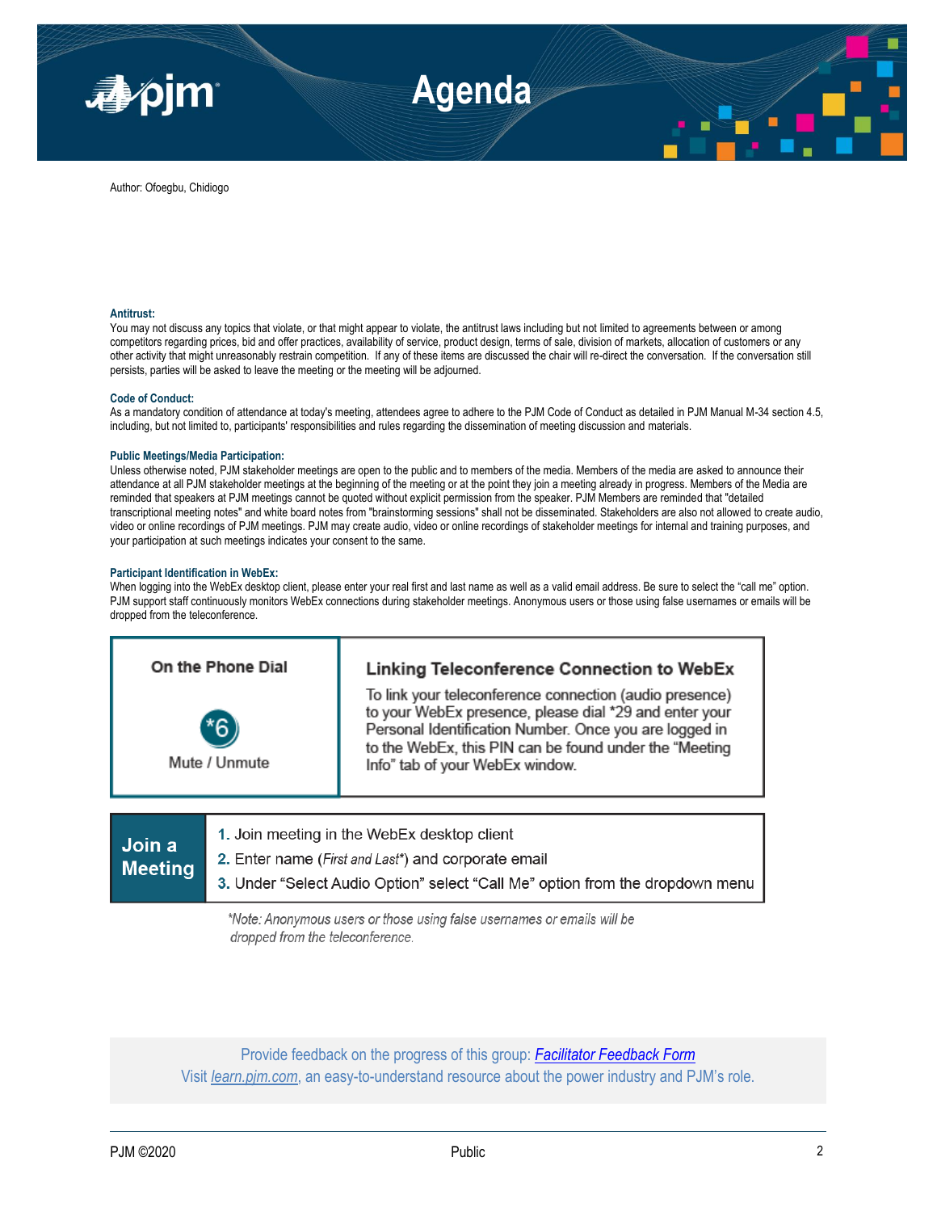# Agenda

Author: Ofoegbu, Chidiogo

**Antitrust:**
You may not discuss any topics that violate, or that might appear to violate, the antitrust laws including but not limited to agreements between or among competitors regarding prices, bid and offer practices, availability of service, product design, terms of sale, division of markets, allocation of customers or any other activity that might unreasonably restrain competition. If any of these items are discussed the chair will re-direct the conversation. If the conversation still persists, parties will be asked to leave the meeting or the meeting will be adjourned.

**Code of Conduct:**
As a mandatory condition of attendance at today's meeting, attendees agree to adhere to the PJM Code of Conduct as detailed in PJM Manual M-34 section 4.5, including, but not limited to, participants' responsibilities and rules regarding the dissemination of meeting discussion and materials.

**Public Meetings/Media Participation:**
Unless otherwise noted, PJM stakeholder meetings are open to the public and to members of the media. Members of the media are asked to announce their attendance at all PJM stakeholder meetings at the beginning of the meeting or at the point they join a meeting already in progress. Members of the Media are reminded that speakers at PJM meetings cannot be quoted without explicit permission from the speaker. PJM Members are reminded that "detailed transcriptional meeting notes" and white board notes from "brainstorming sessions" shall not be disseminated. Stakeholders are also not allowed to create audio, video or online recordings of PJM meetings. PJM may create audio, video or online recordings of stakeholder meetings for internal and training purposes, and your participation at such meetings indicates your consent to the same.

**Participant Identification in WebEx:**
When logging into the WebEx desktop client, please enter your real first and last name as well as a valid email address. Be sure to select the "call me" option. PJM support staff continuously monitors WebEx connections during stakeholder meetings. Anonymous users or those using false usernames or emails will be dropped from the teleconference.

**On the Phone Dial**

*6

Mute / Unmute

**Linking Teleconference Connection to WebEx**

To link your teleconference connection (audio presence) to your WebEx presence, please dial *29 and enter your Personal Identification Number. Once you are logged in to the WebEx, this PIN can be found under the "Meeting Info" tab of your WebEx window.

**Join a Meeting**

1. Join meeting in the WebEx desktop client
2. Enter name (*First and Last**) and corporate email
3. Under "Select Audio Option" select "Call Me" option from the dropdown menu

*\*Note: Anonymous users or those using false usernames or emails will be dropped from the teleconference.*

Provide feedback on the progress of this group: *Facilitator Feedback Form*
Visit *learn.pjm.com*, an easy-to-understand resource about the power industry and PJM's role.